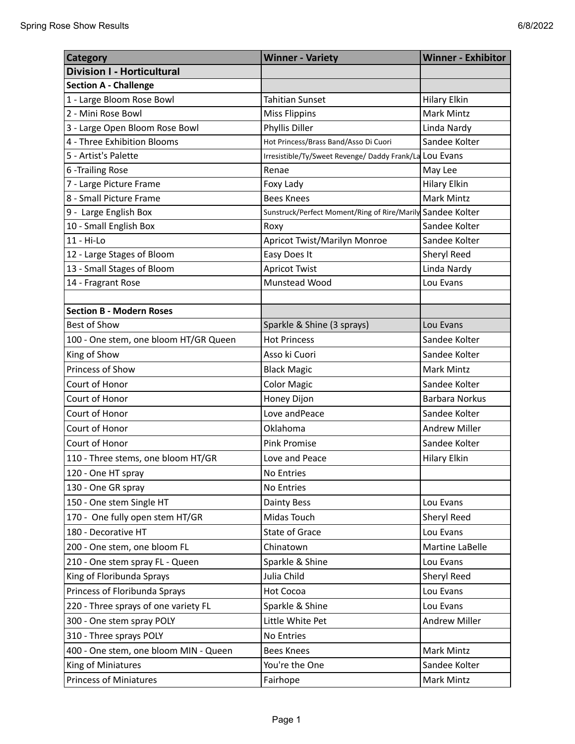| Category | Winner - Variety | Winner - Exhibitor |
|---|---|---|
| **Division I - Horticultural** | | |
| **Section A - Challenge** | | |
| 1 - Large Bloom Rose Bowl | Tahitian Sunset | Hilary Elkin |
| 2 - Mini Rose Bowl | Miss Flippins | Mark Mintz |
| 3 - Large Open Bloom Rose Bowl | Phyllis Diller | Linda Nardy |
| 4 - Three Exhibition Blooms | Hot Princess/Brass Band/Asso Di Cuori | Sandee Kolter |
| 5 - Artist's Palette | Irresistible/Ty/Sweet Revenge/ Daddy Frank/La | Lou Evans |
| 6 -Trailing Rose | Renae | May Lee |
| 7 - Large Picture Frame | Foxy Lady | Hilary Elkin |
| 8 - Small Picture Frame | Bees Knees | Mark Mintz |
| 9 - Large English Box | Sunstruck/Perfect Moment/Ring of Rire/Marily | Sandee Kolter |
| 10 - Small English Box | Roxy | Sandee Kolter |
| 11 - Hi-Lo | Apricot Twist/Marilyn Monroe | Sandee Kolter |
| 12 - Large Stages of Bloom | Easy Does It | Sheryl Reed |
| 13 - Small Stages of Bloom | Apricot Twist | Linda Nardy |
| 14 - Fragrant Rose | Munstead Wood | Lou Evans |
| | | |
| **Section B - Modern Roses** | | |
| Best of Show | Sparkle & Shine (3 sprays) | Lou Evans |
| 100 - One stem, one bloom HT/GR Queen | Hot Princess | Sandee Kolter |
| King of Show | Asso ki Cuori | Sandee Kolter |
| Princess of Show | Black Magic | Mark Mintz |
| Court of Honor | Color Magic | Sandee Kolter |
| Court of Honor | Honey Dijon | Barbara Norkus |
| Court of Honor | Love andPeace | Sandee Kolter |
| Court of Honor | Oklahoma | Andrew Miller |
| Court of Honor | Pink Promise | Sandee Kolter |
| 110 - Three stems, one bloom HT/GR | Love and Peace | Hilary Elkin |
| 120 - One HT spray | No Entries | |
| 130 - One GR spray | No Entries | |
| 150 - One stem Single HT | Dainty Bess | Lou Evans |
| 170 - One fully open stem HT/GR | Midas Touch | Sheryl Reed |
| 180 - Decorative HT | State of Grace | Lou Evans |
| 200 - One stem, one bloom FL | Chinatown | Martine LaBelle |
| 210 - One stem spray FL - Queen | Sparkle & Shine | Lou Evans |
| King of Floribunda Sprays | Julia Child | Sheryl Reed |
| Princess of Floribunda Sprays | Hot Cocoa | Lou Evans |
| 220 - Three sprays of one variety FL | Sparkle & Shine | Lou Evans |
| 300 - One stem spray POLY | Little White Pet | Andrew Miller |
| 310 - Three sprays POLY | No Entries | |
| 400 - One stem, one bloom MIN - Queen | Bees Knees | Mark Mintz |
| King of Miniatures | You're the One | Sandee Kolter |
| Princess of Miniatures | Fairhope | Mark Mintz |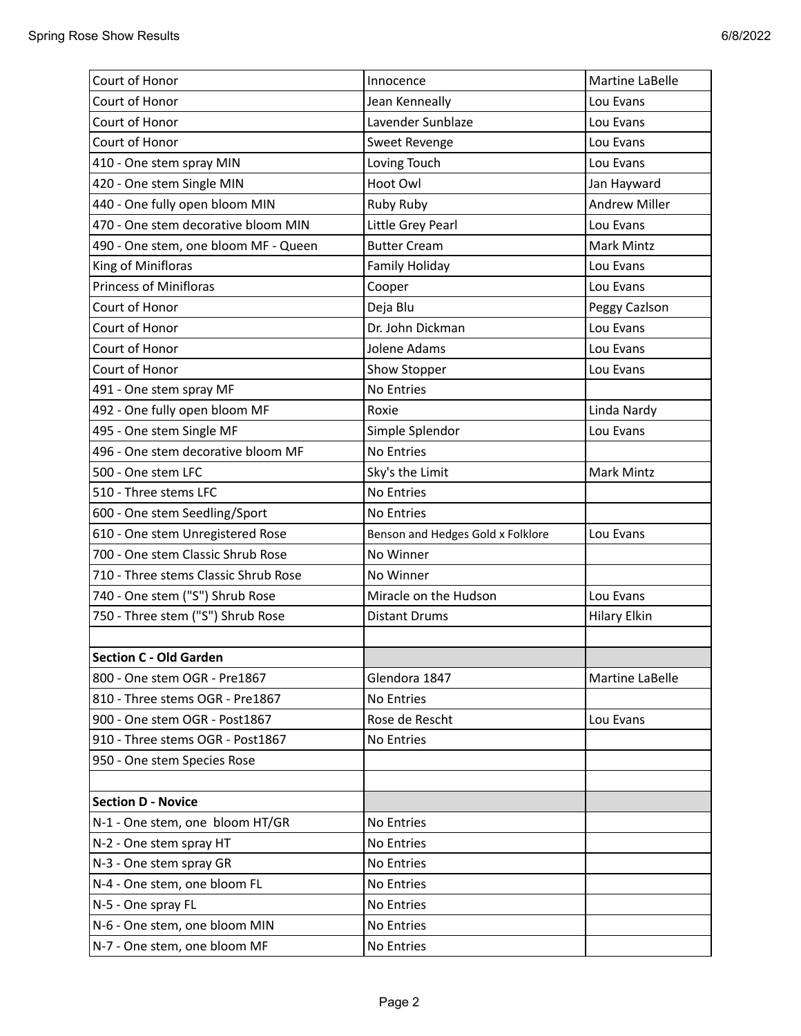| | | |
|---|---|---|
| Court of Honor | Innocence | Martine LaBelle |
| Court of Honor | Jean Kenneally | Lou Evans |
| Court of Honor | Lavender Sunblaze | Lou Evans |
| Court of Honor | Sweet Revenge | Lou Evans |
| 410 - One stem spray MIN | Loving Touch | Lou Evans |
| 420 - One stem Single MIN | Hoot Owl | Jan Hayward |
| 440 - One fully open bloom MIN | Ruby Ruby | Andrew Miller |
| 470 - One stem decorative bloom MIN | Little Grey Pearl | Lou Evans |
| 490 - One stem, one bloom MF - Queen | Butter Cream | Mark Mintz |
| King of Minifloras | Family Holiday | Lou Evans |
| Princess of Minifloras | Cooper | Lou Evans |
| Court of Honor | Deja Blu | Peggy Cazlson |
| Court of Honor | Dr. John Dickman | Lou Evans |
| Court of Honor | Jolene Adams | Lou Evans |
| Court of Honor | Show Stopper | Lou Evans |
| 491 - One stem spray MF | No Entries | |
| 492 - One fully open bloom MF | Roxie | Linda Nardy |
| 495 - One stem Single MF | Simple Splendor | Lou Evans |
| 496 - One stem decorative bloom MF | No Entries | |
| 500 - One stem LFC | Sky's the Limit | Mark Mintz |
| 510 - Three stems LFC | No Entries | |
| 600 - One stem Seedling/Sport | No Entries | |
| 610 - One stem Unregistered Rose | Benson and Hedges Gold x Folklore | Lou Evans |
| 700 - One stem Classic Shrub Rose | No Winner | |
| 710 - Three stems Classic Shrub Rose | No Winner | |
| 740 - One stem ("S") Shrub Rose | Miracle on the Hudson | Lou Evans |
| 750 - Three stem ("S") Shrub Rose | Distant Drums | Hilary Elkin |
| | | |
| **Section C - Old Garden** | | |
| 800 - One stem OGR - Pre1867 | Glendora 1847 | Martine LaBelle |
| 810 - Three stems OGR - Pre1867 | No Entries | |
| 900 - One stem OGR - Post1867 | Rose de Rescht | Lou Evans |
| 910 - Three stems OGR - Post1867 | No Entries | |
| 950 - One stem Species Rose | | |
| | | |
| **Section D - Novice** | | |
| N-1 - One stem, one bloom HT/GR | No Entries | |
| N-2 - One stem spray HT | No Entries | |
| N-3 - One stem spray GR | No Entries | |
| N-4 - One stem, one bloom FL | No Entries | |
| N-5 - One spray FL | No Entries | |
| N-6 - One stem, one bloom MIN | No Entries | |
| N-7 - One stem, one bloom MF | No Entries | |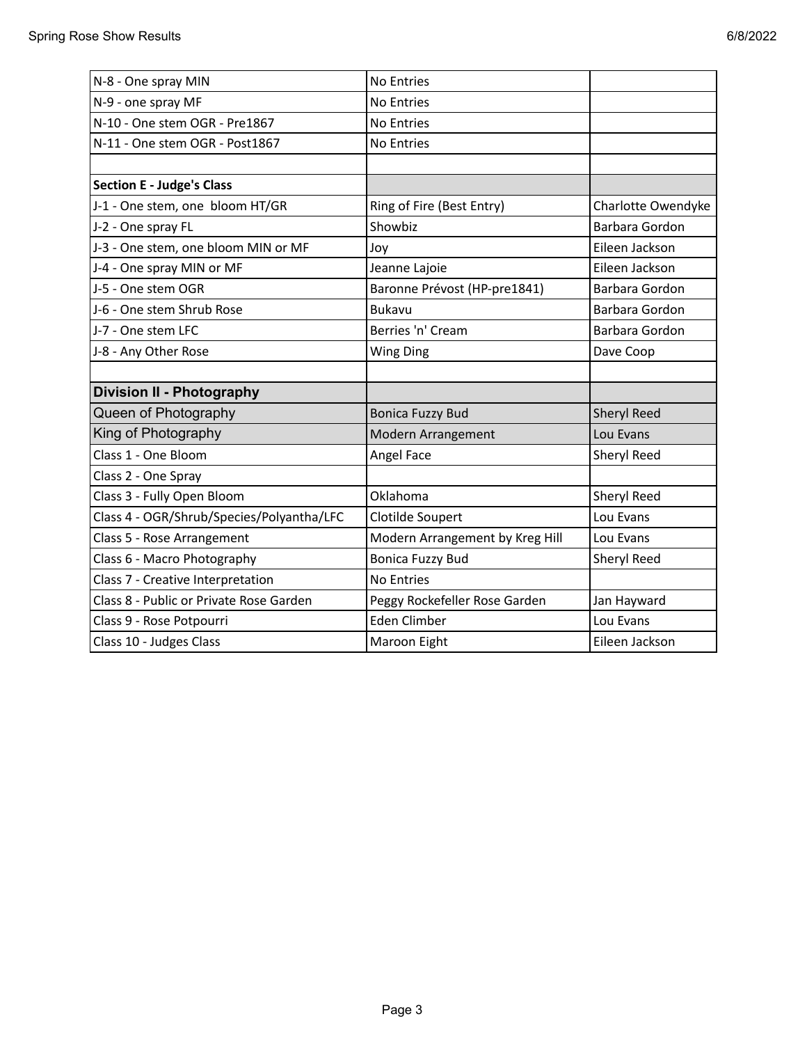| | | |
|---|---|---|
| N-8 - One spray MIN | No Entries | |
| N-9 - one spray MF | No Entries | |
| N-10 - One stem OGR - Pre1867 | No Entries | |
| N-11 - One stem OGR - Post1867 | No Entries | |
| | | |
| **Section E - Judge's Class** | | |
| J-1 - One stem, one bloom HT/GR | Ring of Fire (Best Entry) | Charlotte Owendyke |
| J-2 - One spray FL | Showbiz | Barbara Gordon |
| J-3 - One stem, one bloom MIN or MF | Joy | Eileen Jackson |
| J-4 - One spray MIN or MF | Jeanne Lajoie | Eileen Jackson |
| J-5 - One stem OGR | Baronne Prévost (HP-pre1841) | Barbara Gordon |
| J-6 - One stem Shrub Rose | Bukavu | Barbara Gordon |
| J-7 - One stem LFC | Berries 'n' Cream | Barbara Gordon |
| J-8 - Any Other Rose | Wing Ding | Dave Coop |
| | | |
| **Division II - Photography** | | |
| Queen of Photography | Bonica Fuzzy Bud | Sheryl Reed |
| King of Photography | Modern Arrangement | Lou Evans |
| Class 1 - One Bloom | Angel Face | Sheryl Reed |
| Class 2 - One Spray | | |
| Class 3 - Fully Open Bloom | Oklahoma | Sheryl Reed |
| Class 4 - OGR/Shrub/Species/Polyantha/LFC | Clotilde Soupert | Lou Evans |
| Class 5 - Rose Arrangement | Modern Arrangement by Kreg Hill | Lou Evans |
| Class 6 - Macro Photography | Bonica Fuzzy Bud | Sheryl Reed |
| Class 7 - Creative Interpretation | No Entries | |
| Class 8 - Public or Private Rose Garden | Peggy Rockefeller Rose Garden | Jan Hayward |
| Class 9 - Rose Potpourri | Eden Climber | Lou Evans |
| Class 10 - Judges Class | Maroon Eight | Eileen Jackson |